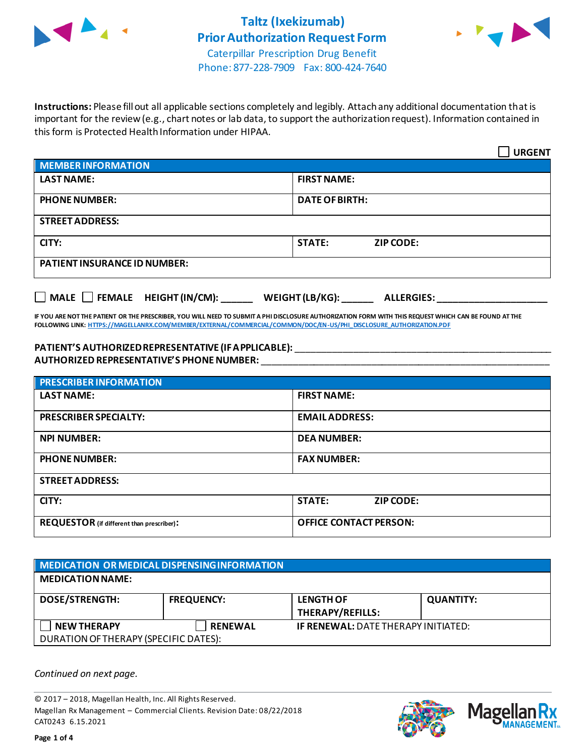# Taltz (Ixekizumab) Prior Authorization Request Form

Caterpillar Prescription Drug Benefit
Phone: 877-228-7909 Fax: 800-424-7640

**Instructions:** Please fill out all applicable sections completely and legibly. Attach any additional documentation that is important for the review (e.g., chart notes or lab data, to support the authorization request). Information contained in this form is Protected Health Information under HIPAA.

☐ **URGENT**

| **MEMBER INFORMATION** | |
|---|---|
| **LAST NAME:** | **FIRST NAME:** |
| **PHONE NUMBER:** | **DATE OF BIRTH:** |
| **STREET ADDRESS:** | |
| **CITY:** | **STATE:** **ZIP CODE:** |
| **PATIENT INSURANCE ID NUMBER:** | |

☐ **MALE** ☐ **FEMALE** **HEIGHT (IN/CM):** ______ **WEIGHT (LB/KG):** ______ **ALLERGIES:** ____________________

**IF YOU ARE NOT THE PATIENT OR THE PRESCRIBER, YOU WILL NEED TO SUBMIT A PHI DISCLOSURE AUTHORIZATION FORM WITH THIS REQUEST WHICH CAN BE FOUND AT THE FOLLOWING LINK: HTTPS://MAGELLANRX.COM/MEMBER/EXTERNAL/COMMERCIAL/COMMON/DOC/EN-US/PHI_DISCLOSURE_AUTHORIZATION.PDF**

**PATIENT'S AUTHORIZED REPRESENTATIVE (IF APPLICABLE):** ____________________________________________
**AUTHORIZED REPRESENTATIVE'S PHONE NUMBER:** ____________________________________________

| **PRESCRIBER INFORMATION** | |
|---|---|
| **LAST NAME:** | **FIRST NAME:** |
| **PRESCRIBER SPECIALTY:** | **EMAIL ADDRESS:** |
| **NPI NUMBER:** | **DEA NUMBER:** |
| **PHONE NUMBER:** | **FAX NUMBER:** |
| **STREET ADDRESS:** | |
| **CITY:** | **STATE:** **ZIP CODE:** |
| **REQUESTOR** (if different than prescriber)**:** | **OFFICE CONTACT PERSON:** |

| **MEDICATION OR MEDICAL DISPENSING INFORMATION** | | | |
|---|---|---|---|
| **MEDICATION NAME:** | | | |
| **DOSE/STRENGTH:** | **FREQUENCY:** | **LENGTH OF THERAPY/REFILLS:** | **QUANTITY:** |
| ☐ **NEW THERAPY** | ☐ **RENEWAL** | **IF RENEWAL:** DATE THERAPY INITIATED: | |
| DURATION OF THERAPY (SPECIFIC DATES): | | | |

*Continued on next page.*

© 2017 – 2018, Magellan Health, Inc. All Rights Reserved.
Magellan Rx Management – Commercial Clients. Revision Date: 08/22/2018
CAT0243 6.15.2021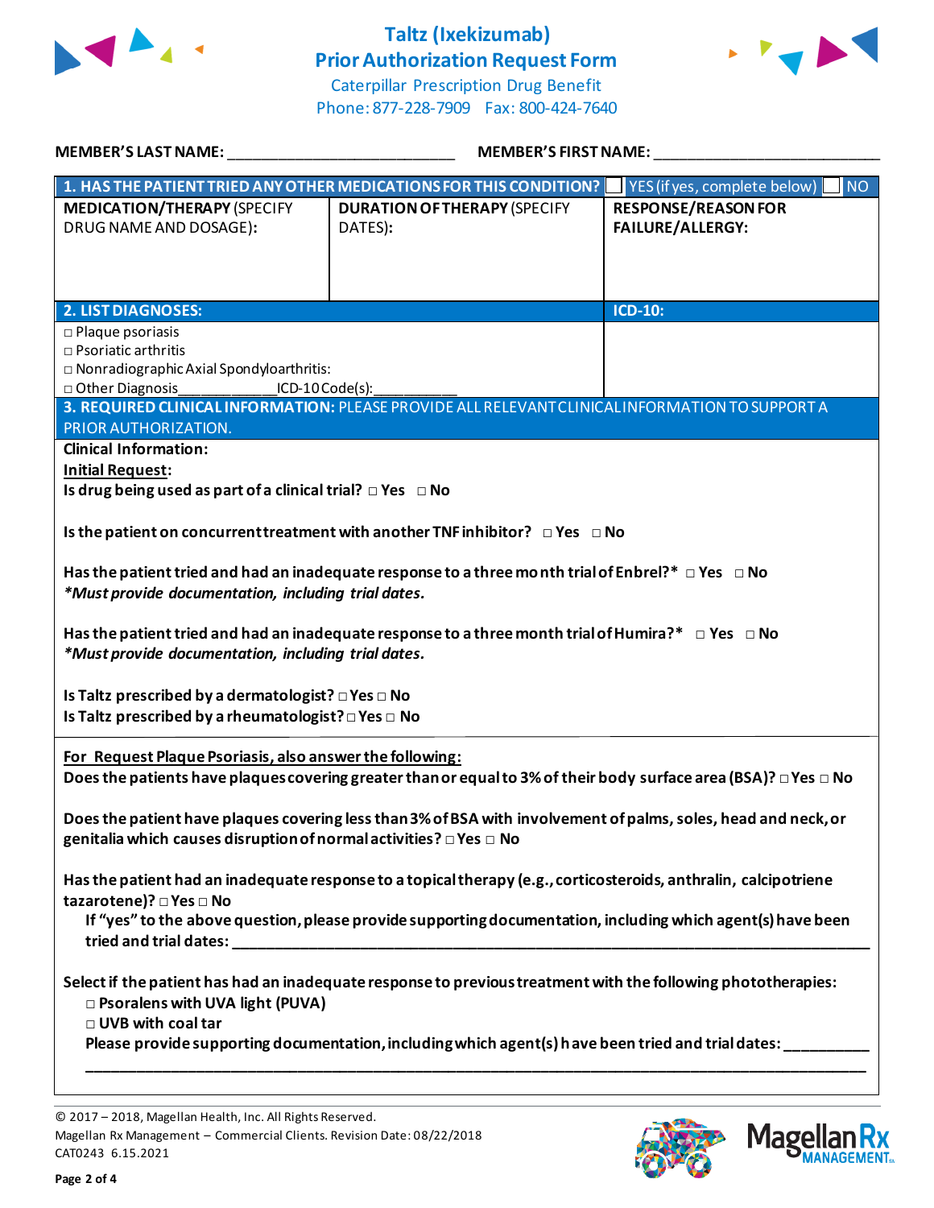# Taltz (Ixekizumab)
## Prior Authorization Request Form

Caterpillar Prescription Drug Benefit
Phone: 877-228-7909 Fax: 800-424-7640

**MEMBER'S LAST NAME:** ___________________________ **MEMBER'S FIRST NAME:** ___________________________

| **1. HAS THE PATIENT TRIED ANY OTHER MEDICATIONS FOR THIS CONDITION?** | | ☐ YES (if yes, complete below) ☐ NO |
|---|---|---|
| **MEDICATION/THERAPY** (SPECIFY DRUG NAME AND DOSAGE): | **DURATION OF THERAPY** (SPECIFY DATES): | **RESPONSE/REASON FOR FAILURE/ALLERGY:** |
| | | |

| **2. LIST DIAGNOSES:** | **ICD-10:** |
|---|---|
| □ Plaque psoriasis<br>□ Psoriatic arthritis<br>□ Nonradiographic Axial Spondyloarthritis:<br>□ Other Diagnosis___________ICD-10 Code(s):___________ | |

**3. REQUIRED CLINICAL INFORMATION:** PLEASE PROVIDE ALL RELEVANT CLINICAL INFORMATION TO SUPPORT A PRIOR AUTHORIZATION.

**Clinical Information:**

**Initial Request:**

**Is drug being used as part of a clinical trial?** □ Yes □ No

**Is the patient on concurrent treatment with another TNF inhibitor?** □ Yes □ No

**Has the patient tried and had an inadequate response to a three month trial of Enbrel?*** □ Yes □ No
***Must provide documentation, including trial dates.***

**Has the patient tried and had an inadequate response to a three month trial of Humira?*** □ Yes □ No
***Must provide documentation, including trial dates.***

**Is Taltz prescribed by a dermatologist?** □ Yes □ No
**Is Taltz prescribed by a rheumatologist?** □ Yes □ No

**For Request Plaque Psoriasis, also answer the following:**

**Does the patients have plaques covering greater than or equal to 3% of their body surface area (BSA)?** □ Yes □ No

**Does the patient have plaques covering less than 3% of BSA with involvement of palms, soles, head and neck, or genitalia which causes disruption of normal activities?** □ Yes □ No

**Has the patient had an inadequate response to a topical therapy (e.g., corticosteroids, anthralin, calcipotriene tazarotene)?** □ Yes □ No
**If "yes" to the above question, please provide supporting documentation, including which agent(s) have been tried and trial dates:** ___________________________

**Select if the patient has had an inadequate response to previous treatment with the following phototherapies:**
- □ **Psoralens with UVA light (PUVA)**
- □ **UVB with coal tar**

**Please provide supporting documentation, including which agent(s) have been tried and trial dates:** ___________________________

© 2017 – 2018, Magellan Health, Inc. All Rights Reserved.
Magellan Rx Management – Commercial Clients. Revision Date: 08/22/2018
CAT0243 6.15.2021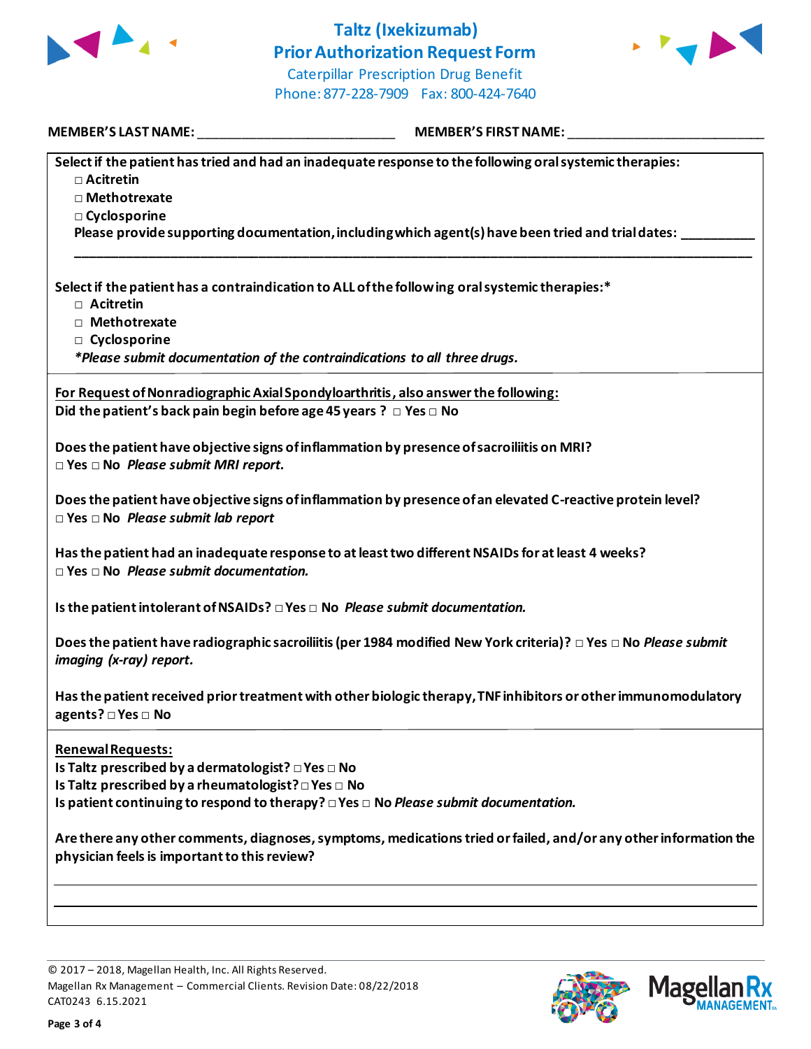# Taltz (Ixekizumab) Prior Authorization Request Form

Caterpillar Prescription Drug Benefit
Phone: 877-228-7909 Fax: 800-424-7640

**MEMBER'S LAST NAME:** ___________________________ **MEMBER'S FIRST NAME:** ___________________________

**Select if the patient has tried and had an inadequate response to the following oral systemic therapies:**

- □ Acitretin
- □ Methotrexate
- □ Cyclosporine

**Please provide supporting documentation, including which agent(s) have been tried and trial dates:** __________

______________________________________________________________________________________________

**Select if the patient has a contraindication to ALL of the following oral systemic therapies:***

- □ Acitretin
- □ Methotrexate
- □ Cyclosporine

***Please submit documentation of the contraindications to all three drugs.***

**For Request of Nonradiographic Axial Spondyloarthritis, also answer the following:**

**Did the patient's back pain begin before age 45 years ?** □ Yes □ No

**Does the patient have objective signs of inflammation by presence of sacroiliitis on MRI?**
□ Yes □ No ***Please submit MRI report.***

**Does the patient have objective signs of inflammation by presence of an elevated C-reactive protein level?**
□ Yes □ No ***Please submit lab report***

**Has the patient had an inadequate response to at least two different NSAIDs for at least 4 weeks?**
□ Yes □ No ***Please submit documentation.***

**Is the patient intolerant of NSAIDs?** □ Yes □ No ***Please submit documentation.***

**Does the patient have radiographic sacroiliitis (per 1984 modified New York criteria)?** □ Yes □ No ***Please submit imaging (x-ray) report.***

**Has the patient received prior treatment with other biologic therapy, TNF inhibitors or other immunomodulatory agents?** □ Yes □ No

**Renewal Requests:**

**Is Taltz prescribed by a dermatologist?** □ Yes □ No
**Is Taltz prescribed by a rheumatologist?** □ Yes □ No
**Is patient continuing to respond to therapy?** □ Yes □ No ***Please submit documentation.***

**Are there any other comments, diagnoses, symptoms, medications tried or failed, and/or any other information the physician feels is important to this review?**

______________________________________________________________________________________________

______________________________________________________________________________________________

© 2017 – 2018, Magellan Health, Inc. All Rights Reserved.
Magellan Rx Management – Commercial Clients. Revision Date: 08/22/2018
CAT0243 6.15.2021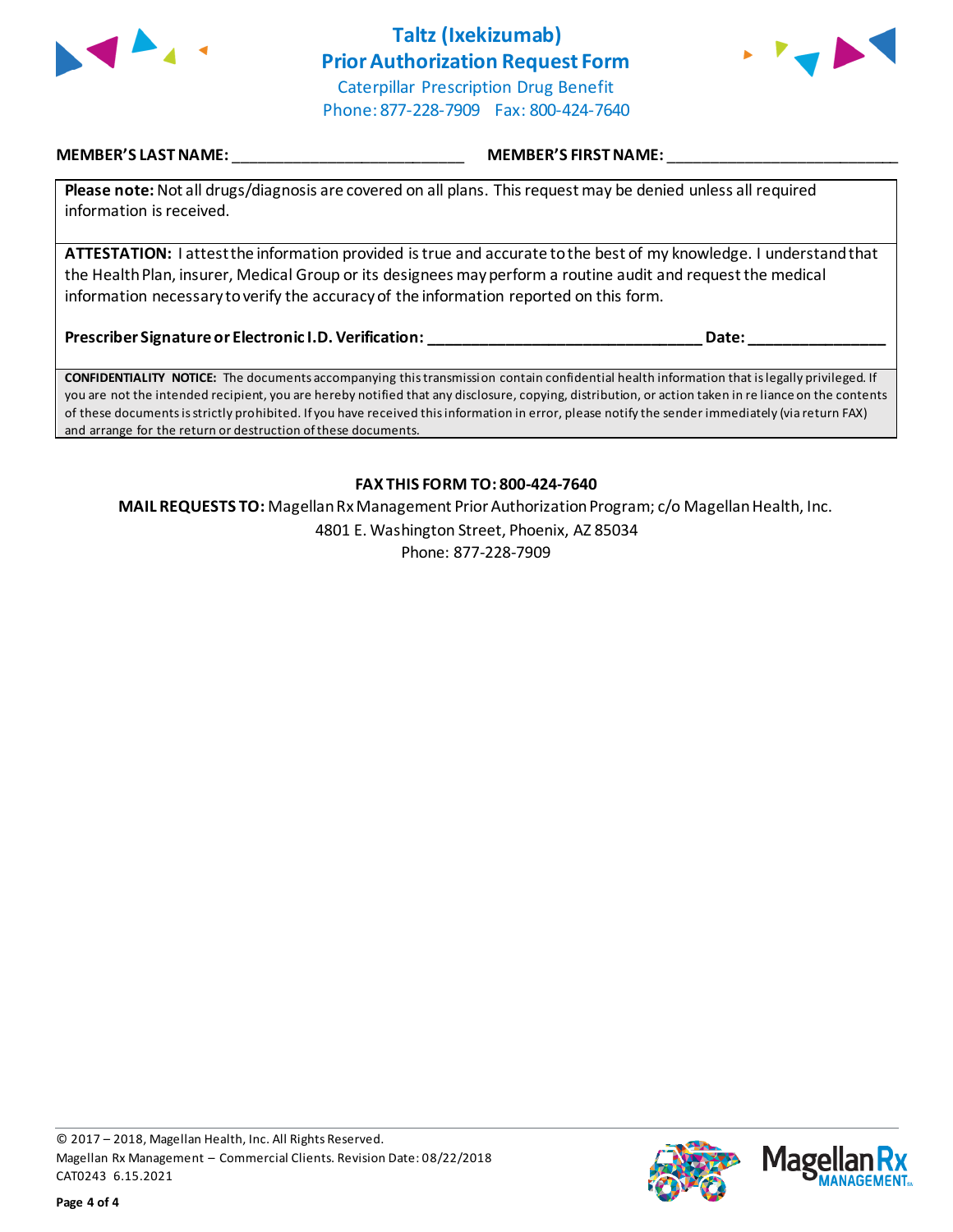# Taltz (Ixekizumab) Prior Authorization Request Form

Caterpillar Prescription Drug Benefit
Phone: 877-228-7909 Fax: 800-424-7640

**MEMBER'S LAST NAME:** ___________________________ **MEMBER'S FIRST NAME:** ___________________________

**Please note:** Not all drugs/diagnosis are covered on all plans. This request may be denied unless all required information is received.

**ATTESTATION:** I attest the information provided is true and accurate to the best of my knowledge. I understand that the Health Plan, insurer, Medical Group or its designees may perform a routine audit and request the medical information necessary to verify the accuracy of the information reported on this form.

**Prescriber Signature or Electronic I.D. Verification:** ________________________________ **Date:** ________________

**CONFIDENTIALITY NOTICE:** The documents accompanying this transmission contain confidential health information that is legally privileged. If you are not the intended recipient, you are hereby notified that any disclosure, copying, distribution, or action taken in reliance on the contents of these documents is strictly prohibited. If you have received this information in error, please notify the sender immediately (via return FAX) and arrange for the return or destruction of these documents.

**FAX THIS FORM TO: 800-424-7640**

**MAIL REQUESTS TO:** Magellan Rx Management Prior Authorization Program; c/o Magellan Health, Inc.
4801 E. Washington Street, Phoenix, AZ 85034
Phone: 877-228-7909

© 2017 – 2018, Magellan Health, Inc. All Rights Reserved.
Magellan Rx Management – Commercial Clients. Revision Date: 08/22/2018
CAT0243 6.15.2021